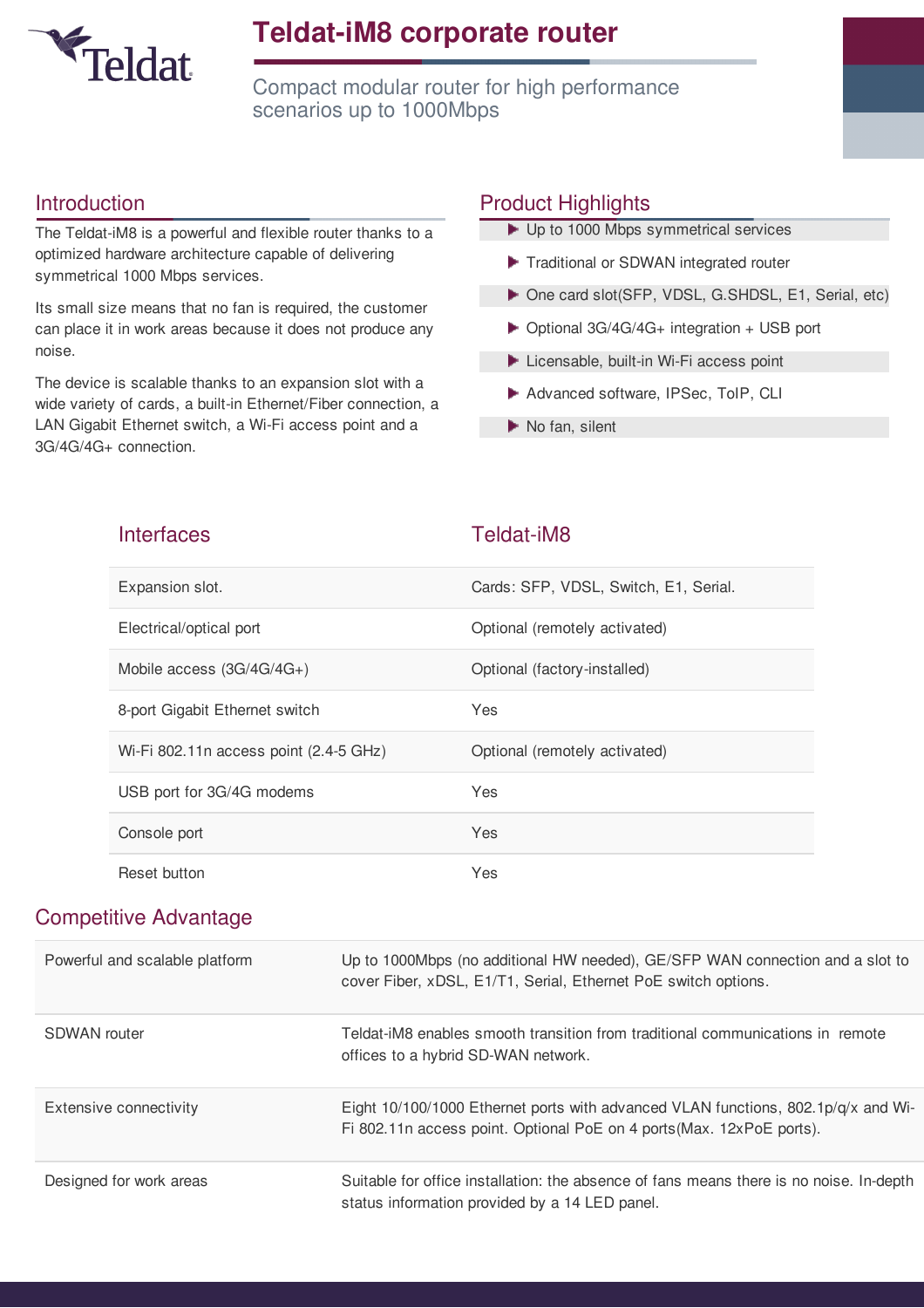Teldat

# Teldat-iM8 corporate router

Compact modular router for high performance scenarios up to 1000Mbps

## Introduction

The Teldat-iM8 is a powerful and flexible router thanks to a optimized hardware architecture capable of delivering symmetrical 1000 Mbps services.

Its small size means that no fan is required, the customer can place it in work areas because it does not produce any noise.

The device is scalable thanks to an expansion slot with a wide variety of cards, a built-in Ethernet/Fiber connection, a LAN Gigabit Ethernet switch, a Wi-Fi access point and a 3G/4G/4G+ connection.

## Product Highlights

- Up to 1000 Mbps symmetrical services
- Traditional or SDWAN integrated router
- One card slot(SFP, VDSL, G.SHDSL, E1, Serial, etc)
- Optional 3G/4G/4G+ integration + USB port
- Licensable, built-in Wi-Fi access point
- Advanced software, IPSec, ToIP, CLI
- No fan, silent

| Interfaces | Teldat-iM8 |
|---|---|
| Expansion slot. | Cards: SFP, VDSL, Switch, E1, Serial. |
| Electrical/optical port | Optional (remotely activated) |
| Mobile access (3G/4G/4G+) | Optional (factory-installed) |
| 8-port Gigabit Ethernet switch | Yes |
| Wi-Fi 802.11n access point (2.4-5 GHz) | Optional (remotely activated) |
| USB port for 3G/4G modems | Yes |
| Console port | Yes |
| Reset button | Yes |

## Competitive Advantage

| | |
|---|---|
| Powerful and scalable platform | Up to 1000Mbps (no additional HW needed), GE/SFP WAN connection and a slot to cover Fiber, xDSL, E1/T1, Serial, Ethernet PoE switch options. |
| SDWAN router | Teldat-iM8 enables smooth transition from traditional communications in remote offices to a hybrid SD-WAN network. |
| Extensive connectivity | Eight 10/100/1000 Ethernet ports with advanced VLAN functions, 802.1p/q/x and Wi-Fi 802.11n access point. Optional PoE on 4 ports(Max. 12xPoE ports). |
| Designed for work areas | Suitable for office installation: the absence of fans means there is no noise. In-depth status information provided by a 14 LED panel. |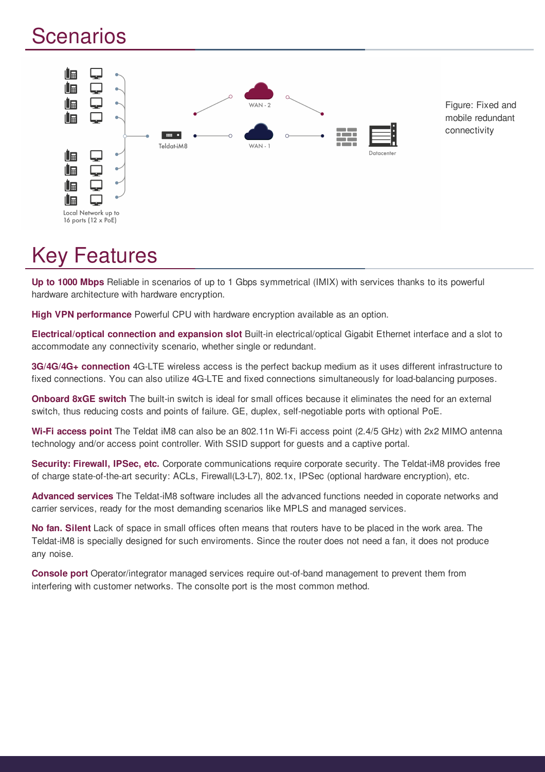# Scenarios

Figure: Fixed and mobile redundant connectivity

# Key Features

**Up to 1000 Mbps** Reliable in scenarios of up to 1 Gbps symmetrical (IMIX) with services thanks to its powerful hardware architecture with hardware encryption.

**High VPN performance** Powerful CPU with hardware encryption available as an option.

**Electrical/optical connection and expansion slot** Built-in electrical/optical Gigabit Ethernet interface and a slot to accommodate any connectivity scenario, whether single or redundant.

**3G/4G/4G+ connection** 4G-LTE wireless access is the perfect backup medium as it uses different infrastructure to fixed connections. You can also utilize 4G-LTE and fixed connections simultaneously for load-balancing purposes.

**Onboard 8xGE switch** The built-in switch is ideal for small offices because it eliminates the need for an external switch, thus reducing costs and points of failure. GE, duplex, self-negotiable ports with optional PoE.

**Wi-Fi access point** The Teldat iM8 can also be an 802.11n Wi-Fi access point (2.4/5 GHz) with 2x2 MIMO antenna technology and/or access point controller. With SSID support for guests and a captive portal.

**Security: Firewall, IPSec, etc.** Corporate communications require corporate security. The Teldat-iM8 provides free of charge state-of-the-art security: ACLs, Firewall(L3-L7), 802.1x, IPSec (optional hardware encryption), etc.

**Advanced services** The Teldat-iM8 software includes all the advanced functions needed in coporate networks and carrier services, ready for the most demanding scenarios like MPLS and managed services.

**No fan. Silent** Lack of space in small offices often means that routers have to be placed in the work area. The Teldat-iM8 is specially designed for such enviroments. Since the router does not need a fan, it does not produce any noise.

**Console port** Operator/integrator managed services require out-of-band management to prevent them from interfering with customer networks. The consolte port is the most common method.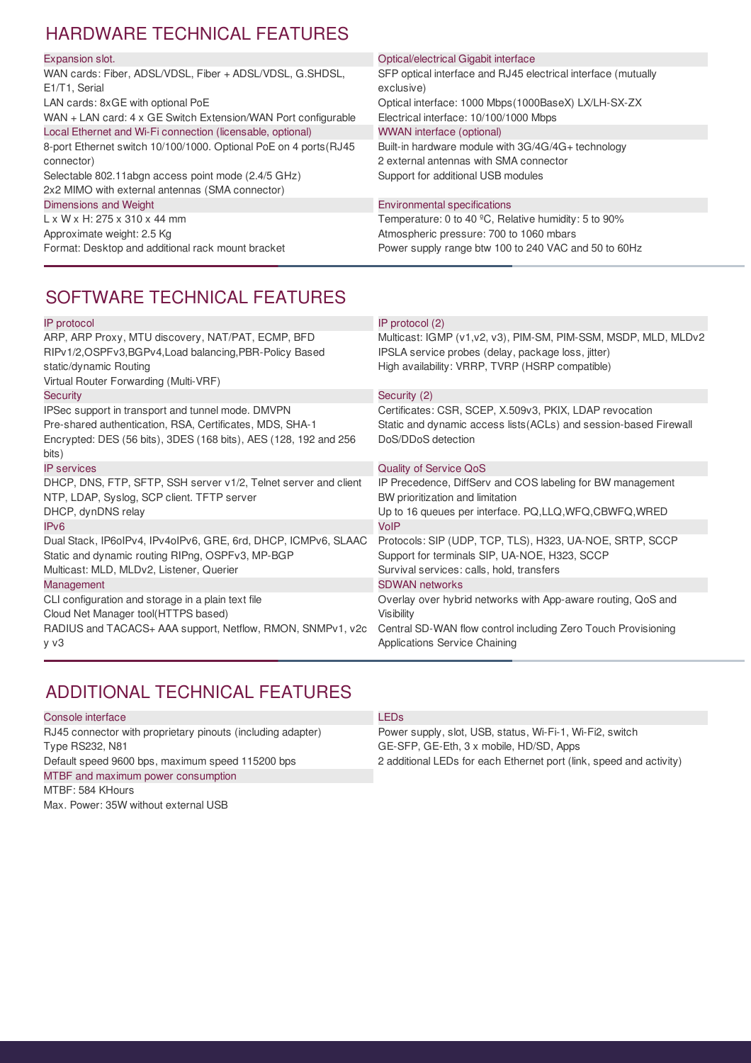## HARDWARE TECHNICAL FEATURES

### Expansion slot.

WAN cards: Fiber, ADSL/VDSL, Fiber + ADSL/VDSL, G.SHDSL, E1/T1, Serial
LAN cards: 8xGE with optional PoE
WAN + LAN card: 4 x GE Switch Extension/WAN Port configurable

### Local Ethernet and Wi-Fi connection (licensable, optional)

8-port Ethernet switch 10/100/1000. Optional PoE on 4 ports(RJ45 connector)
Selectable 802.11abgn access point mode (2.4/5 GHz)
2x2 MIMO with external antennas (SMA connector)

### Dimensions and Weight

L x W x H: 275 x 310 x 44 mm
Approximate weight: 2.5 Kg
Format: Desktop and additional rack mount bracket

### Optical/electrical Gigabit interface

SFP optical interface and RJ45 electrical interface (mutually exclusive)
Optical interface: 1000 Mbps(1000BaseX) LX/LH-SX-ZX
Electrical interface: 10/100/1000 Mbps

### WWAN interface (optional)

Built-in hardware module with 3G/4G/4G+ technology
2 external antennas with SMA connector
Support for additional USB modules

### Environmental specifications

Temperature: 0 to 40 ºC, Relative humidity: 5 to 90%
Atmospheric pressure: 700 to 1060 mbars
Power supply range btw 100 to 240 VAC and 50 to 60Hz

## SOFTWARE TECHNICAL FEATURES

### IP protocol

ARP, ARP Proxy, MTU discovery, NAT/PAT, ECMP, BFD
RIPv1/2,OSPFv3,BGPv4,Load balancing,PBR-Policy Based static/dynamic Routing
Virtual Router Forwarding (Multi-VRF)

### Security

IPSec support in transport and tunnel mode. DMVPN
Pre-shared authentication, RSA, Certificates, MDS, SHA-1
Encrypted: DES (56 bits), 3DES (168 bits), AES (128, 192 and 256 bits)

### IP services

DHCP, DNS, FTP, SFTP, SSH server v1/2, Telnet server and client
NTP, LDAP, Syslog, SCP client. TFTP server
DHCP, dynDNS relay

### IPv6

Dual Stack, IP6oIPv4, IPv4oIPv6, GRE, 6rd, DHCP, ICMPv6, SLAAC
Static and dynamic routing RIPng, OSPFv3, MP-BGP
Multicast: MLD, MLDv2, Listener, Querier

### Management

CLI configuration and storage in a plain text file
Cloud Net Manager tool(HTTPS based)
RADIUS and TACACS+ AAA support, Netflow, RMON, SNMPv1, v2c y v3

### IP protocol (2)

Multicast: IGMP (v1,v2, v3), PIM-SM, PIM-SSM, MSDP, MLD, MLDv2
IPSLA service probes (delay, package loss, jitter)
High availability: VRRP, TVRP (HSRP compatible)

### Security (2)

Certificates: CSR, SCEP, X.509v3, PKIX, LDAP revocation
Static and dynamic access lists(ACLs) and session-based Firewall
DoS/DDoS detection

### Quality of Service QoS

IP Precedence, DiffServ and COS labeling for BW management
BW prioritization and limitation
Up to 16 queues per interface. PQ,LLQ,WFQ,CBWFQ,WRED

### VoIP

Protocols: SIP (UDP, TCP, TLS), H323, UA-NOE, SRTP, SCCP
Support for terminals SIP, UA-NOE, H323, SCCP
Survival services: calls, hold, transfers

### SDWAN networks

Overlay over hybrid networks with App-aware routing, QoS and Visibility
Central SD-WAN flow control including Zero Touch Provisioning
Applications Service Chaining

## ADDITIONAL TECHNICAL FEATURES

### Console interface

RJ45 connector with proprietary pinouts (including adapter)
Type RS232, N81
Default speed 9600 bps, maximum speed 115200 bps

### MTBF and maximum power consumption

MTBF: 584 KHours
Max. Power: 35W without external USB

### LEDs

Power supply, slot, USB, status, Wi-Fi-1, Wi-Fi2, switch
GE-SFP, GE-Eth, 3 x mobile, HD/SD, Apps
2 additional LEDs for each Ethernet port (link, speed and activity)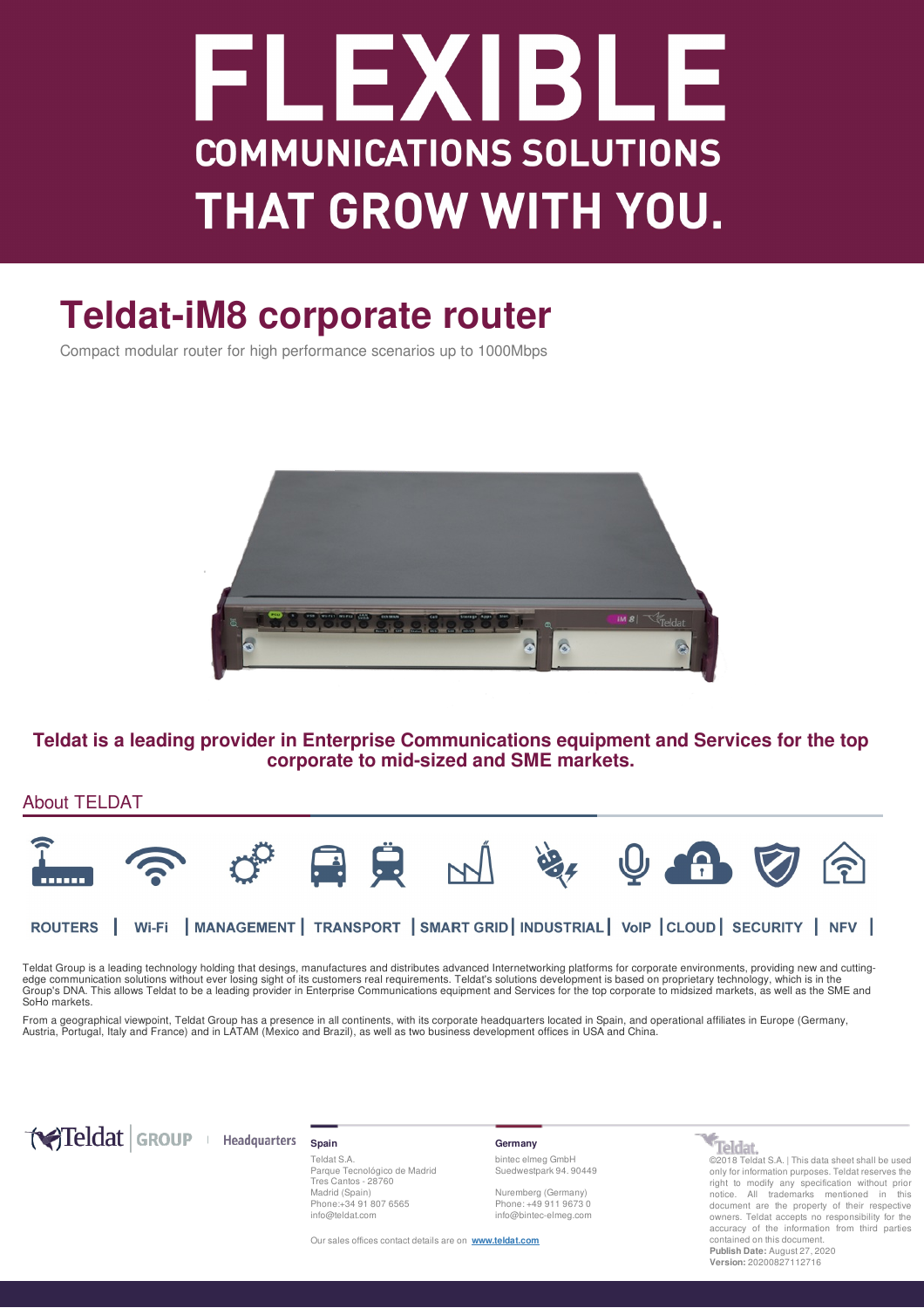# FLEXIBLE

## COMMUNICATIONS SOLUTIONS THAT GROW WITH YOU.

# Teldat-iM8 corporate router

Compact modular router for high performance scenarios up to 1000Mbps

**Teldat is a leading provider in Enterprise Communications equipment and Services for the top corporate to mid-sized and SME markets.**

## About TELDAT

ROUTERS | Wi-Fi | MANAGEMENT | TRANSPORT | SMART GRID | INDUSTRIAL | VoIP | CLOUD | SECURITY | NFV |

Teldat Group is a leading technology holding that desings, manufactures and distributes advanced Internetworking platforms for corporate environments, providing new and cutting-edge communication solutions without ever losing sight of its customers real requirements. Teldat's solutions development is based on proprietary technology, which is in the Group's DNA. This allows Teldat to be a leading provider in Enterprise Communications equipment and Services for the top corporate to midsized markets, as well as the SME and SoHo markets.

From a geographical viewpoint, Teldat Group has a presence in all continents, with its corporate headquarters located in Spain, and operational affiliates in Europe (Germany, Austria, Portugal, Italy and France) and in LATAM (Mexico and Brazil), as well as two business development offices in USA and China.

Teldat GROUP | Headquarters

**Spain**

Teldat S.A.
Parque Tecnológico de Madrid
Tres Cantos - 28760
Madrid (Spain)
Phone:+34 91 807 6565
info@teldat.com

**Germany**

bintec elmeg GmbH
Suedwestpark 94. 90449

Nuremberg (Germany)
Phone: +49 911 9673 0
info@bintec-elmeg.com

Our sales offices contact details are on **www.teldat.com**

©2018 Teldat S.A. | This data sheet shall be used only for information purposes. Teldat reserves the right to modify any specification without prior notice. All trademarks mentioned in this document are the property of their respective owners. Teldat accepts no responsibility for the accuracy of the information from third parties contained on this document.
**Publish Date:** August 27, 2020
**Version:** 20200827112716